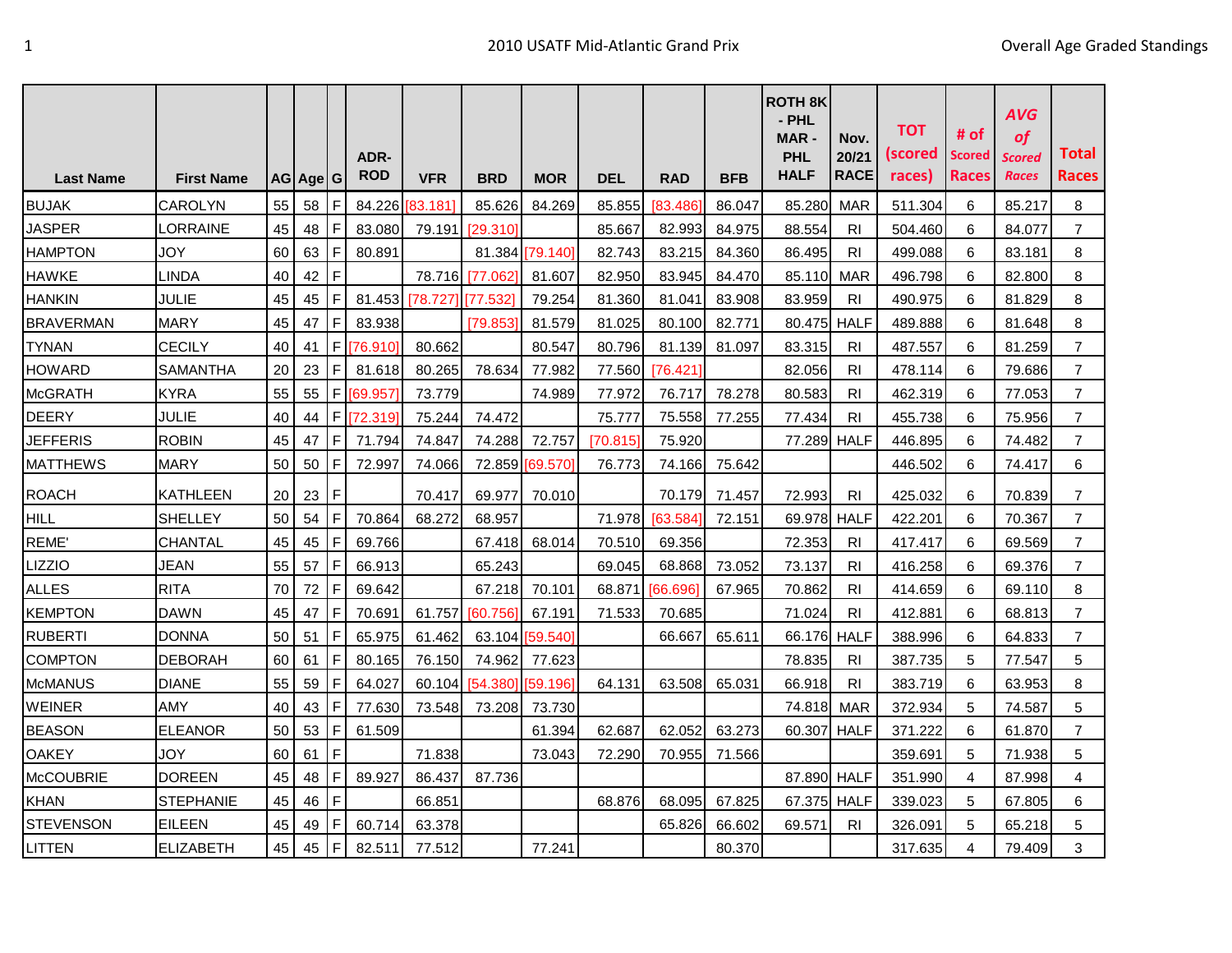# 2010 USATF Mid-Atlantic Grand Prix

Overall Age Graded Standings

| Last Name | First Name | AG | Age | G | ADR-ROD | VFR | BRD | MOR | DEL | RAD | BFB | ROTH 8K - PHL MAR - PHL HALF | Nov. 20/21 RACE | TOT (scored races) | # of Scored Races | AVG of Scored Races | Total Races |
|---|---|---|---|---|---|---|---|---|---|---|---|---|---|---|---|---|---|
| BUJAK | CAROLYN | 55 | 58 | F | 84.226 | [83.181] | 85.626 | 84.269 | 85.855 | [83.486] | 86.047 | 85.280 | MAR | 511.304 | 6 | 85.217 | 8 |
| JASPER | LORRAINE | 45 | 48 | F | 83.080 | 79.191 | [29.310] | | 85.667 | 82.993 | 84.975 | 88.554 | RI | 504.460 | 6 | 84.077 | 7 |
| HAMPTON | JOY | 60 | 63 | F | 80.891 | | 81.384 | [79.140] | 82.743 | 83.215 | 84.360 | 86.495 | RI | 499.088 | 6 | 83.181 | 8 |
| HAWKE | LINDA | 40 | 42 | F | | 78.716 | [77.062] | 81.607 | 82.950 | 83.945 | 84.470 | 85.110 | MAR | 496.798 | 6 | 82.800 | 8 |
| HANKIN | JULIE | 45 | 45 | F | 81.453 | [78.727] | [77.532] | 79.254 | 81.360 | 81.041 | 83.908 | 83.959 | RI | 490.975 | 6 | 81.829 | 8 |
| BRAVERMAN | MARY | 45 | 47 | F | 83.938 | | [79.853] | 81.579 | 81.025 | 80.100 | 82.771 | 80.475 | HALF | 489.888 | 6 | 81.648 | 8 |
| TYNAN | CECILY | 40 | 41 | F | [76.910] | 80.662 | | 80.547 | 80.796 | 81.139 | 81.097 | 83.315 | RI | 487.557 | 6 | 81.259 | 7 |
| HOWARD | SAMANTHA | 20 | 23 | F | 81.618 | 80.265 | 78.634 | 77.982 | 77.560 | [76.421] | | 82.056 | RI | 478.114 | 6 | 79.686 | 7 |
| McGRATH | KYRA | 55 | 55 | F | [69.957] | 73.779 | | 74.989 | 77.972 | 76.717 | 78.278 | 80.583 | RI | 462.319 | 6 | 77.053 | 7 |
| DEERY | JULIE | 40 | 44 | F | [72.319] | 75.244 | 74.472 | | 75.777 | 75.558 | 77.255 | 77.434 | RI | 455.738 | 6 | 75.956 | 7 |
| JEFFERIS | ROBIN | 45 | 47 | F | 71.794 | 74.847 | 74.288 | 72.757 | [70.815] | 75.920 | | 77.289 | HALF | 446.895 | 6 | 74.482 | 7 |
| MATTHEWS | MARY | 50 | 50 | F | 72.997 | 74.066 | 72.859 | [69.570] | 76.773 | 74.166 | 75.642 | | | 446.502 | 6 | 74.417 | 6 |
| ROACH | KATHLEEN | 20 | 23 | F | | 70.417 | 69.977 | 70.010 | | 70.179 | 71.457 | 72.993 | RI | 425.032 | 6 | 70.839 | 7 |
| HILL | SHELLEY | 50 | 54 | F | 70.864 | 68.272 | 68.957 | | 71.978 | [63.584] | 72.151 | 69.978 | HALF | 422.201 | 6 | 70.367 | 7 |
| REME' | CHANTAL | 45 | 45 | F | 69.766 | | 67.418 | 68.014 | 70.510 | 69.356 | | 72.353 | RI | 417.417 | 6 | 69.569 | 7 |
| LIZZIO | JEAN | 55 | 57 | F | 66.913 | | 65.243 | | 69.045 | 68.868 | 73.052 | 73.137 | RI | 416.258 | 6 | 69.376 | 7 |
| ALLES | RITA | 70 | 72 | F | 69.642 | | 67.218 | 70.101 | 68.871 | [66.696] | 67.965 | 70.862 | RI | 414.659 | 6 | 69.110 | 8 |
| KEMPTON | DAWN | 45 | 47 | F | 70.691 | 61.757 | [60.756] | 67.191 | 71.533 | 70.685 | | 71.024 | RI | 412.881 | 6 | 68.813 | 7 |
| RUBERTI | DONNA | 50 | 51 | F | 65.975 | 61.462 | 63.104 | [59.540] | | 66.667 | 65.611 | 66.176 | HALF | 388.996 | 6 | 64.833 | 7 |
| COMPTON | DEBORAH | 60 | 61 | F | 80.165 | 76.150 | 74.962 | 77.623 | | | | 78.835 | RI | 387.735 | 5 | 77.547 | 5 |
| McMANUS | DIANE | 55 | 59 | F | 64.027 | 60.104 | [54.380] | [59.196] | 64.131 | 63.508 | 65.031 | 66.918 | RI | 383.719 | 6 | 63.953 | 8 |
| WEINER | AMY | 40 | 43 | F | 77.630 | 73.548 | 73.208 | 73.730 | | | | 74.818 | MAR | 372.934 | 5 | 74.587 | 5 |
| BEASON | ELEANOR | 50 | 53 | F | 61.509 | | | 61.394 | 62.687 | 62.052 | 63.273 | 60.307 | HALF | 371.222 | 6 | 61.870 | 7 |
| OAKEY | JOY | 60 | 61 | F | | 71.838 | | 73.043 | 72.290 | 70.955 | 71.566 | | | 359.691 | 5 | 71.938 | 5 |
| McCOUBRIE | DOREEN | 45 | 48 | F | 89.927 | 86.437 | 87.736 | | | | | 87.890 | HALF | 351.990 | 4 | 87.998 | 4 |
| KHAN | STEPHANIE | 45 | 46 | F | | 66.851 | | | 68.876 | 68.095 | 67.825 | 67.375 | HALF | 339.023 | 5 | 67.805 | 6 |
| STEVENSON | EILEEN | 45 | 49 | F | 60.714 | 63.378 | | | | 65.826 | 66.602 | 69.571 | RI | 326.091 | 5 | 65.218 | 5 |
| LITTEN | ELIZABETH | 45 | 45 | F | 82.511 | 77.512 | | 77.241 | | | 80.370 | | | 317.635 | 4 | 79.409 | 3 |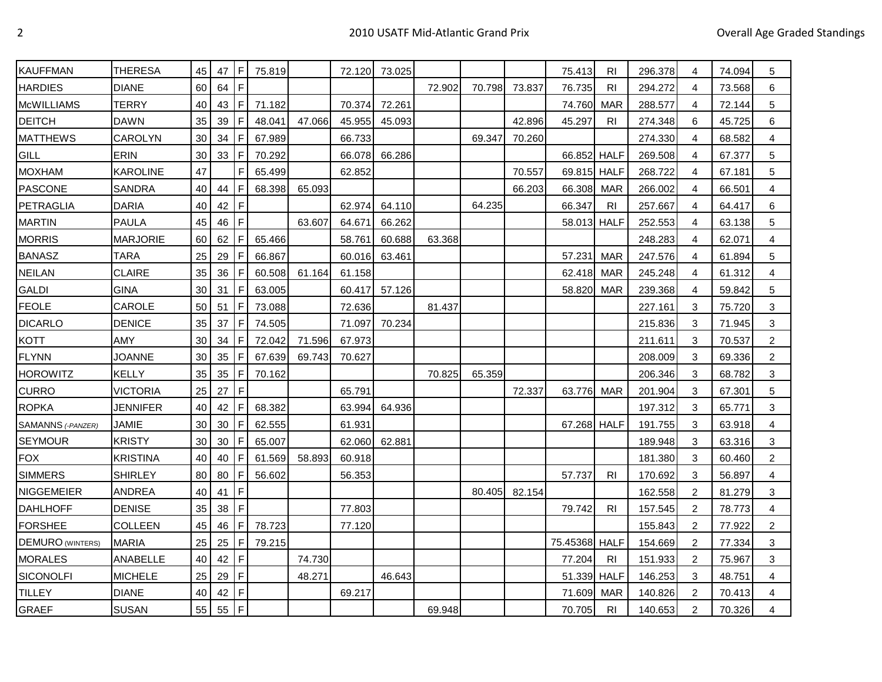| | | | | | | | | | | | | | | | | | | |
|---|---|---|---|---|---|---|---|---|---|---|---|---|---|---|---|---|---|---|
| KAUFFMAN | THERESA | 45 | 47 | F | 75.819 | | 72.120 | 73.025 | | | | 75.413 | RI | 296.378 | 4 | 74.094 | 5 |
| HARDIES | DIANE | 60 | 64 | F | | | | | 72.902 | 70.798 | 73.837 | 76.735 | RI | 294.272 | 4 | 73.568 | 6 |
| McWILLIAMS | TERRY | 40 | 43 | F | 71.182 | | 70.374 | 72.261 | | | | 74.760 | MAR | 288.577 | 4 | 72.144 | 5 |
| DEITCH | DAWN | 35 | 39 | F | 48.041 | 47.066 | 45.955 | 45.093 | | | 42.896 | 45.297 | RI | 274.348 | 6 | 45.725 | 6 |
| MATTHEWS | CAROLYN | 30 | 34 | F | 67.989 | | 66.733 | | | 69.347 | 70.260 | | | 274.330 | 4 | 68.582 | 4 |
| GILL | ERIN | 30 | 33 | F | 70.292 | | 66.078 | 66.286 | | | | 66.852 | HALF | 269.508 | 4 | 67.377 | 5 |
| MOXHAM | KAROLINE | 47 | | F | 65.499 | | 62.852 | | | | 70.557 | 69.815 | HALF | 268.722 | 4 | 67.181 | 5 |
| PASCONE | SANDRA | 40 | 44 | F | 68.398 | 65.093 | | | | | 66.203 | 66.308 | MAR | 266.002 | 4 | 66.501 | 4 |
| PETRAGLIA | DARIA | 40 | 42 | F | | | 62.974 | 64.110 | | 64.235 | | 66.347 | RI | 257.667 | 4 | 64.417 | 6 |
| MARTIN | PAULA | 45 | 46 | F | | 63.607 | 64.671 | 66.262 | | | | 58.013 | HALF | 252.553 | 4 | 63.138 | 5 |
| MORRIS | MARJORIE | 60 | 62 | F | 65.466 | | 58.761 | 60.688 | 63.368 | | | | | 248.283 | 4 | 62.071 | 4 |
| BANASZ | TARA | 25 | 29 | F | 66.867 | | 60.016 | 63.461 | | | | 57.231 | MAR | 247.576 | 4 | 61.894 | 5 |
| NEILAN | CLAIRE | 35 | 36 | F | 60.508 | 61.164 | 61.158 | | | | | 62.418 | MAR | 245.248 | 4 | 61.312 | 4 |
| GALDI | GINA | 30 | 31 | F | 63.005 | | 60.417 | 57.126 | | | | 58.820 | MAR | 239.368 | 4 | 59.842 | 5 |
| FEOLE | CAROLE | 50 | 51 | F | 73.088 | | 72.636 | | 81.437 | | | | | 227.161 | 3 | 75.720 | 3 |
| DICARLO | DENICE | 35 | 37 | F | 74.505 | | 71.097 | 70.234 | | | | | | 215.836 | 3 | 71.945 | 3 |
| KOTT | AMY | 30 | 34 | F | 72.042 | 71.596 | 67.973 | | | | | | | 211.611 | 3 | 70.537 | 2 |
| FLYNN | JOANNE | 30 | 35 | F | 67.639 | 69.743 | 70.627 | | | | | | | 208.009 | 3 | 69.336 | 2 |
| HOROWITZ | KELLY | 35 | 35 | F | 70.162 | | | | 70.825 | 65.359 | | | | 206.346 | 3 | 68.782 | 3 |
| CURRO | VICTORIA | 25 | 27 | F | | | 65.791 | | | | 72.337 | 63.776 | MAR | 201.904 | 3 | 67.301 | 5 |
| ROPKA | JENNIFER | 40 | 42 | F | 68.382 | | 63.994 | 64.936 | | | | | | 197.312 | 3 | 65.771 | 3 |
| SAMANNS *(-PANZER)* | JAMIE | 30 | 30 | F | 62.555 | | 61.931 | | | | | 67.268 | HALF | 191.755 | 3 | 63.918 | 4 |
| SEYMOUR | KRISTY | 30 | 30 | F | 65.007 | | 62.060 | 62.881 | | | | | | 189.948 | 3 | 63.316 | 3 |
| FOX | KRISTINA | 40 | 40 | F | 61.569 | 58.893 | 60.918 | | | | | | | 181.380 | 3 | 60.460 | 2 |
| SIMMERS | SHIRLEY | 80 | 80 | F | 56.602 | | 56.353 | | | | | 57.737 | RI | 170.692 | 3 | 56.897 | 4 |
| NIGGEMEIER | ANDREA | 40 | 41 | F | | | | | | 80.405 | 82.154 | | | 162.558 | 2 | 81.279 | 3 |
| DAHLHOFF | DENISE | 35 | 38 | F | | | 77.803 | | | | | 79.742 | RI | 157.545 | 2 | 78.773 | 4 |
| FORSHEE | COLLEEN | 45 | 46 | F | 78.723 | | 77.120 | | | | | | | 155.843 | 2 | 77.922 | 2 |
| DEMURO (WINTERS) | MARIA | 25 | 25 | F | 79.215 | | | | | | | 75.45368 | HALF | 154.669 | 2 | 77.334 | 3 |
| MORALES | ANABELLE | 40 | 42 | F | | 74.730 | | | | | | 77.204 | RI | 151.933 | 2 | 75.967 | 3 |
| SICONOLFI | MICHELE | 25 | 29 | F | | 48.271 | | 46.643 | | | | 51.339 | HALF | 146.253 | 3 | 48.751 | 4 |
| TILLEY | DIANE | 40 | 42 | F | | | 69.217 | | | | | 71.609 | MAR | 140.826 | 2 | 70.413 | 4 |
| GRAEF | SUSAN | 55 | 55 | F | | | | | 69.948 | | | 70.705 | RI | 140.653 | 2 | 70.326 | 4 |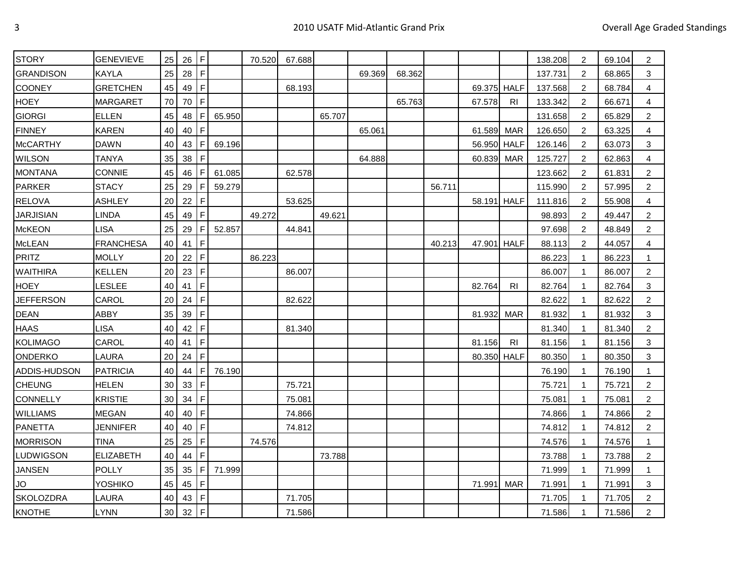| | | | | | | | | | | | | | | | | | |
|---|---|---|---|---|---|---|---|---|---|---|---|---|---|---|---|---|---|
| STORY | GENEVIEVE | 25 | 26 | F | | 70.520 | 67.688 | | | | | | | 138.208 | 2 | 69.104 | 2 |
| GRANDISON | KAYLA | 25 | 28 | F | | | | | 69.369 | 68.362 | | | | 137.731 | 2 | 68.865 | 3 |
| COONEY | GRETCHEN | 45 | 49 | F | | | 68.193 | | | | | 69.375 | HALF | 137.568 | 2 | 68.784 | 4 |
| HOEY | MARGARET | 70 | 70 | F | | | | | | 65.763 | | 67.578 | RI | 133.342 | 2 | 66.671 | 4 |
| GIORGI | ELLEN | 45 | 48 | F | 65.950 | | | 65.707 | | | | | | 131.658 | 2 | 65.829 | 2 |
| FINNEY | KAREN | 40 | 40 | F | | | | | 65.061 | | | 61.589 | MAR | 126.650 | 2 | 63.325 | 4 |
| McCARTHY | DAWN | 40 | 43 | F | 69.196 | | | | | | | 56.950 | HALF | 126.146 | 2 | 63.073 | 3 |
| WILSON | TANYA | 35 | 38 | F | | | | | 64.888 | | | 60.839 | MAR | 125.727 | 2 | 62.863 | 4 |
| MONTANA | CONNIE | 45 | 46 | F | 61.085 | | 62.578 | | | | | | | 123.662 | 2 | 61.831 | 2 |
| PARKER | STACY | 25 | 29 | F | 59.279 | | | | | | 56.711 | | | 115.990 | 2 | 57.995 | 2 |
| RELOVA | ASHLEY | 20 | 22 | F | | | 53.625 | | | | | 58.191 | HALF | 111.816 | 2 | 55.908 | 4 |
| JARJISIAN | LINDA | 45 | 49 | F | | 49.272 | | 49.621 | | | | | | 98.893 | 2 | 49.447 | 2 |
| McKEON | LISA | 25 | 29 | F | 52.857 | | 44.841 | | | | | | | 97.698 | 2 | 48.849 | 2 |
| McLEAN | FRANCHESA | 40 | 41 | F | | | | | | | 40.213 | 47.901 | HALF | 88.113 | 2 | 44.057 | 4 |
| PRITZ | MOLLY | 20 | 22 | F | | 86.223 | | | | | | | | 86.223 | 1 | 86.223 | 1 |
| WAITHIRA | KELLEN | 20 | 23 | F | | | 86.007 | | | | | | | 86.007 | 1 | 86.007 | 2 |
| HOEY | LESLEE | 40 | 41 | F | | | | | | | | 82.764 | RI | 82.764 | 1 | 82.764 | 3 |
| JEFFERSON | CAROL | 20 | 24 | F | | | 82.622 | | | | | | | 82.622 | 1 | 82.622 | 2 |
| DEAN | ABBY | 35 | 39 | F | | | | | | | | 81.932 | MAR | 81.932 | 1 | 81.932 | 3 |
| HAAS | LISA | 40 | 42 | F | | | 81.340 | | | | | | | 81.340 | 1 | 81.340 | 2 |
| KOLIMAGO | CAROL | 40 | 41 | F | | | | | | | | 81.156 | RI | 81.156 | 1 | 81.156 | 3 |
| ONDERKO | LAURA | 20 | 24 | F | | | | | | | | 80.350 | HALF | 80.350 | 1 | 80.350 | 3 |
| ADDIS-HUDSON | PATRICIA | 40 | 44 | F | 76.190 | | | | | | | | | 76.190 | 1 | 76.190 | 1 |
| CHEUNG | HELEN | 30 | 33 | F | | | 75.721 | | | | | | | 75.721 | 1 | 75.721 | 2 |
| CONNELLY | KRISTIE | 30 | 34 | F | | | 75.081 | | | | | | | 75.081 | 1 | 75.081 | 2 |
| WILLIAMS | MEGAN | 40 | 40 | F | | | 74.866 | | | | | | | 74.866 | 1 | 74.866 | 2 |
| PANETTA | JENNIFER | 40 | 40 | F | | | 74.812 | | | | | | | 74.812 | 1 | 74.812 | 2 |
| MORRISON | TINA | 25 | 25 | F | | 74.576 | | | | | | | | 74.576 | 1 | 74.576 | 1 |
| LUDWIGSON | ELIZABETH | 40 | 44 | F | | | | 73.788 | | | | | | 73.788 | 1 | 73.788 | 2 |
| JANSEN | POLLY | 35 | 35 | F | 71.999 | | | | | | | | | 71.999 | 1 | 71.999 | 1 |
| JO | YOSHIKO | 45 | 45 | F | | | | | | | | 71.991 | MAR | 71.991 | 1 | 71.991 | 3 |
| SKOLOZDRA | LAURA | 40 | 43 | F | | | 71.705 | | | | | | | 71.705 | 1 | 71.705 | 2 |
| KNOTHE | LYNN | 30 | 32 | F | | | 71.586 | | | | | | | 71.586 | 1 | 71.586 | 2 |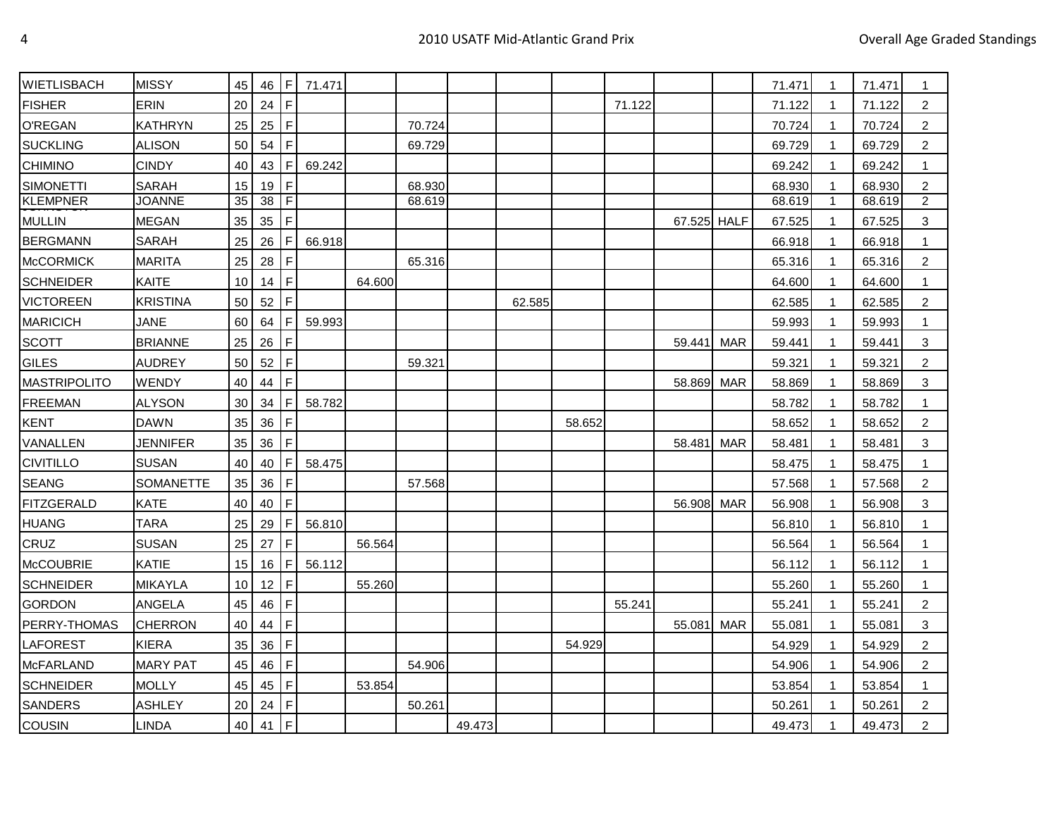| | | | | | | | | | | | | | | | | | |
|---|---|---|---|---|---|---|---|---|---|---|---|---|---|---|---|---|---|
| WIETLISBACH | MISSY | 45 | 46 | F | 71.471 | | | | | | | | | 71.471 | 1 | 71.471 | 1 |
| FISHER | ERIN | 20 | 24 | F | | | | | | | 71.122 | | | 71.122 | 1 | 71.122 | 2 |
| O'REGAN | KATHRYN | 25 | 25 | F | | | 70.724 | | | | | | | 70.724 | 1 | 70.724 | 2 |
| SUCKLING | ALISON | 50 | 54 | F | | | 69.729 | | | | | | | 69.729 | 1 | 69.729 | 2 |
| CHIMINO | CINDY | 40 | 43 | F | 69.242 | | | | | | | | | 69.242 | 1 | 69.242 | 1 |
| SIMONETTI | SARAH | 15 | 19 | F | | | 68.930 | | | | | | | 68.930 | 1 | 68.930 | 2 |
| KLEMPNER | JOANNE | 35 | 38 | F | | | 68.619 | | | | | | | 68.619 | 1 | 68.619 | 2 |
| MULLIN | MEGAN | 35 | 35 | F | | | | | | | | 67.525 | HALF | 67.525 | 1 | 67.525 | 3 |
| BERGMANN | SARAH | 25 | 26 | F | 66.918 | | | | | | | | | 66.918 | 1 | 66.918 | 1 |
| McCORMICK | MARITA | 25 | 28 | F | | | 65.316 | | | | | | | 65.316 | 1 | 65.316 | 2 |
| SCHNEIDER | KAITE | 10 | 14 | F | | 64.600 | | | | | | | | 64.600 | 1 | 64.600 | 1 |
| VICTOREEN | KRISTINA | 50 | 52 | F | | | | | 62.585 | | | | | 62.585 | 1 | 62.585 | 2 |
| MARICICH | JANE | 60 | 64 | F | 59.993 | | | | | | | | | 59.993 | 1 | 59.993 | 1 |
| SCOTT | BRIANNE | 25 | 26 | F | | | | | | | | 59.441 | MAR | 59.441 | 1 | 59.441 | 3 |
| GILES | AUDREY | 50 | 52 | F | | | 59.321 | | | | | | | 59.321 | 1 | 59.321 | 2 |
| MASTRIPOLITO | WENDY | 40 | 44 | F | | | | | | | | 58.869 | MAR | 58.869 | 1 | 58.869 | 3 |
| FREEMAN | ALYSON | 30 | 34 | F | 58.782 | | | | | | | | | 58.782 | 1 | 58.782 | 1 |
| KENT | DAWN | 35 | 36 | F | | | | | | 58.652 | | | | 58.652 | 1 | 58.652 | 2 |
| VANALLEN | JENNIFER | 35 | 36 | F | | | | | | | | 58.481 | MAR | 58.481 | 1 | 58.481 | 3 |
| CIVITILLO | SUSAN | 40 | 40 | F | 58.475 | | | | | | | | | 58.475 | 1 | 58.475 | 1 |
| SEANG | SOMANETTE | 35 | 36 | F | | | 57.568 | | | | | | | 57.568 | 1 | 57.568 | 2 |
| FITZGERALD | KATE | 40 | 40 | F | | | | | | | | 56.908 | MAR | 56.908 | 1 | 56.908 | 3 |
| HUANG | TARA | 25 | 29 | F | 56.810 | | | | | | | | | 56.810 | 1 | 56.810 | 1 |
| CRUZ | SUSAN | 25 | 27 | F | | 56.564 | | | | | | | | 56.564 | 1 | 56.564 | 1 |
| McCOUBRIE | KATIE | 15 | 16 | F | 56.112 | | | | | | | | | 56.112 | 1 | 56.112 | 1 |
| SCHNEIDER | MIKAYLA | 10 | 12 | F | | 55.260 | | | | | | | | 55.260 | 1 | 55.260 | 1 |
| GORDON | ANGELA | 45 | 46 | F | | | | | | | 55.241 | | | 55.241 | 1 | 55.241 | 2 |
| PERRY-THOMAS | CHERRON | 40 | 44 | F | | | | | | | | 55.081 | MAR | 55.081 | 1 | 55.081 | 3 |
| LAFOREST | KIERA | 35 | 36 | F | | | | | | 54.929 | | | | 54.929 | 1 | 54.929 | 2 |
| McFARLAND | MARY PAT | 45 | 46 | F | | | 54.906 | | | | | | | 54.906 | 1 | 54.906 | 2 |
| SCHNEIDER | MOLLY | 45 | 45 | F | | 53.854 | | | | | | | | 53.854 | 1 | 53.854 | 1 |
| SANDERS | ASHLEY | 20 | 24 | F | | | 50.261 | | | | | | | 50.261 | 1 | 50.261 | 2 |
| COUSIN | LINDA | 40 | 41 | F | | | | 49.473 | | | | | | 49.473 | 1 | 49.473 | 2 |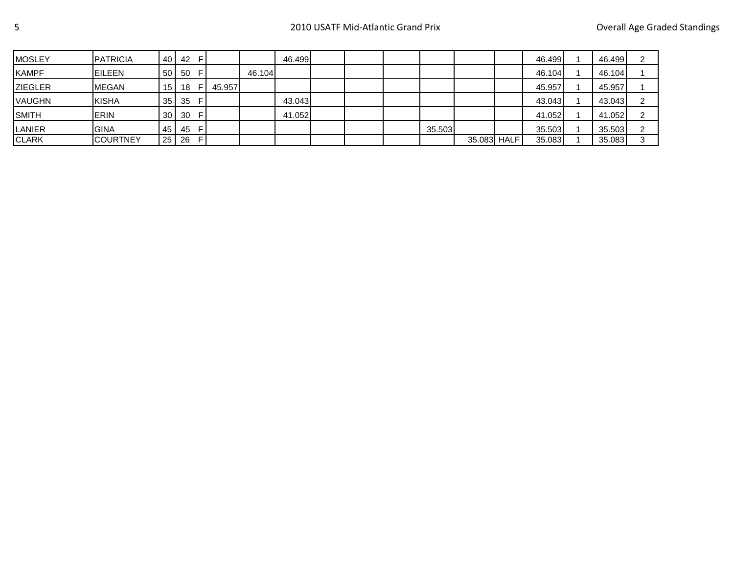| | | | | | | | | | | | | | | | | | |
|---|---|---|---|---|---|---|---|---|---|---|---|---|---|---|---|---|---|
| MOSLEY | PATRICIA | 40 | 42 | F | | | 46.499 | | | | | | | 46.499 | 1 | 46.499 | 2 |
| KAMPF | EILEEN | 50 | 50 | F | | 46.104 | | | | | | | | 46.104 | 1 | 46.104 | 1 |
| ZIEGLER | MEGAN | 15 | 18 | F | 45.957 | | | | | | | | | 45.957 | 1 | 45.957 | 1 |
| VAUGHN | KISHA | 35 | 35 | F | | | 43.043 | | | | | | | 43.043 | 1 | 43.043 | 2 |
| SMITH | ERIN | 30 | 30 | F | | | 41.052 | | | | | | | 41.052 | 1 | 41.052 | 2 |
| LANIER | GINA | 45 | 45 | F | | | | | | | 35.503 | | | 35.503 | 1 | 35.503 | 2 |
| CLARK | COURTNEY | 25 | 26 | F | | | | | | | | 35.083 | HALF | 35.083 | 1 | 35.083 | 3 |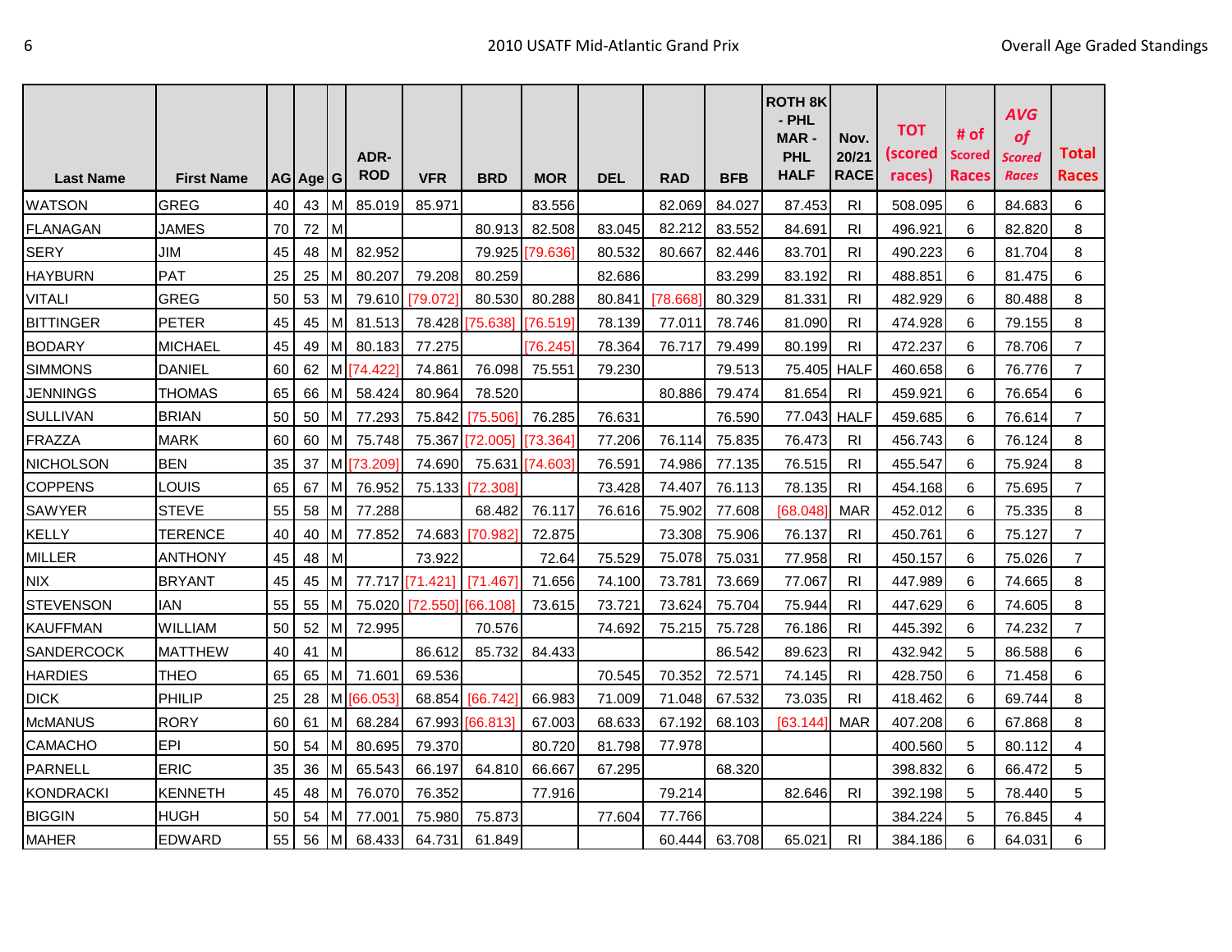| Last Name | First Name | AG | Age | G | ADR-ROD | VFR | BRD | MOR | DEL | RAD | BFB | ROTH 8K - PHL MAR - PHL HALF | Nov. 20/21 RACE | TOT (scored races) | # of Scored Races | AVG of Scored Races | Total Races |
|---|---|---|---|---|---|---|---|---|---|---|---|---|---|---|---|---|---|
| WATSON | GREG | 40 | 43 | M | 85.019 | 85.971 | | 83.556 | | 82.069 | 84.027 | 87.453 | RI | 508.095 | 6 | 84.683 | 6 |
| FLANAGAN | JAMES | 70 | 72 | M | | | 80.913 | 82.508 | 83.045 | 82.212 | 83.552 | 84.691 | RI | 496.921 | 6 | 82.820 | 8 |
| SERY | JIM | 45 | 48 | M | 82.952 | | 79.925 | [79.636] | 80.532 | 80.667 | 82.446 | 83.701 | RI | 490.223 | 6 | 81.704 | 8 |
| HAYBURN | PAT | 25 | 25 | M | 80.207 | 79.208 | 80.259 | | 82.686 | | 83.299 | 83.192 | RI | 488.851 | 6 | 81.475 | 6 |
| VITALI | GREG | 50 | 53 | M | 79.610 | [79.072] | 80.530 | 80.288 | 80.841 | [78.668] | 80.329 | 81.331 | RI | 482.929 | 6 | 80.488 | 8 |
| BITTINGER | PETER | 45 | 45 | M | 81.513 | 78.428 | [75.638] | [76.519] | 78.139 | 77.011 | 78.746 | 81.090 | RI | 474.928 | 6 | 79.155 | 8 |
| BODARY | MICHAEL | 45 | 49 | M | 80.183 | 77.275 | | [76.245] | 78.364 | 76.717 | 79.499 | 80.199 | RI | 472.237 | 6 | 78.706 | 7 |
| SIMMONS | DANIEL | 60 | 62 | M | [74.422] | 74.861 | 76.098 | 75.551 | 79.230 | | 79.513 | 75.405 | HALF | 460.658 | 6 | 76.776 | 7 |
| JENNINGS | THOMAS | 65 | 66 | M | 58.424 | 80.964 | 78.520 | | | 80.886 | 79.474 | 81.654 | RI | 459.921 | 6 | 76.654 | 6 |
| SULLIVAN | BRIAN | 50 | 50 | M | 77.293 | 75.842 | [75.506] | 76.285 | 76.631 | | 76.590 | 77.043 | HALF | 459.685 | 6 | 76.614 | 7 |
| FRAZZA | MARK | 60 | 60 | M | 75.748 | 75.367 | [72.005] | [73.364] | 77.206 | 76.114 | 75.835 | 76.473 | RI | 456.743 | 6 | 76.124 | 8 |
| NICHOLSON | BEN | 35 | 37 | M | [73.209] | 74.690 | 75.631 | [74.603] | 76.591 | 74.986 | 77.135 | 76.515 | RI | 455.547 | 6 | 75.924 | 8 |
| COPPENS | LOUIS | 65 | 67 | M | 76.952 | 75.133 | [72.308] | | 73.428 | 74.407 | 76.113 | 78.135 | RI | 454.168 | 6 | 75.695 | 7 |
| SAWYER | STEVE | 55 | 58 | M | 77.288 | | 68.482 | 76.117 | 76.616 | 75.902 | 77.608 | [68.048] | MAR | 452.012 | 6 | 75.335 | 8 |
| KELLY | TERENCE | 40 | 40 | M | 77.852 | 74.683 | [70.982] | 72.875 | | 73.308 | 75.906 | 76.137 | RI | 450.761 | 6 | 75.127 | 7 |
| MILLER | ANTHONY | 45 | 48 | M | | 73.922 | | 72.64 | 75.529 | 75.078 | 75.031 | 77.958 | RI | 450.157 | 6 | 75.026 | 7 |
| NIX | BRYANT | 45 | 45 | M | 77.717 | [71.421] | [71.467] | 71.656 | 74.100 | 73.781 | 73.669 | 77.067 | RI | 447.989 | 6 | 74.665 | 8 |
| STEVENSON | IAN | 55 | 55 | M | 75.020 | [72.550] | [66.108] | 73.615 | 73.721 | 73.624 | 75.704 | 75.944 | RI | 447.629 | 6 | 74.605 | 8 |
| KAUFFMAN | WILLIAM | 50 | 52 | M | 72.995 | | 70.576 | | 74.692 | 75.215 | 75.728 | 76.186 | RI | 445.392 | 6 | 74.232 | 7 |
| SANDERCOCK | MATTHEW | 40 | 41 | M | | 86.612 | 85.732 | 84.433 | | | 86.542 | 89.623 | RI | 432.942 | 5 | 86.588 | 6 |
| HARDIES | THEO | 65 | 65 | M | 71.601 | 69.536 | | | 70.545 | 70.352 | 72.571 | 74.145 | RI | 428.750 | 6 | 71.458 | 6 |
| DICK | PHILIP | 25 | 28 | M | [66.053] | 68.854 | [66.742] | 66.983 | 71.009 | 71.048 | 67.532 | 73.035 | RI | 418.462 | 6 | 69.744 | 8 |
| McMANUS | RORY | 60 | 61 | M | 68.284 | 67.993 | [66.813] | 67.003 | 68.633 | 67.192 | 68.103 | [63.144] | MAR | 407.208 | 6 | 67.868 | 8 |
| CAMACHO | EPI | 50 | 54 | M | 80.695 | 79.370 | | 80.720 | 81.798 | 77.978 | | | | 400.560 | 5 | 80.112 | 4 |
| PARNELL | ERIC | 35 | 36 | M | 65.543 | 66.197 | 64.810 | 66.667 | 67.295 | | 68.320 | | | 398.832 | 6 | 66.472 | 5 |
| KONDRACKI | KENNETH | 45 | 48 | M | 76.070 | 76.352 | | 77.916 | | 79.214 | | 82.646 | RI | 392.198 | 5 | 78.440 | 5 |
| BIGGIN | HUGH | 50 | 54 | M | 77.001 | 75.980 | 75.873 | | 77.604 | 77.766 | | | | 384.224 | 5 | 76.845 | 4 |
| MAHER | EDWARD | 55 | 56 | M | 68.433 | 64.731 | 61.849 | | | 60.444 | 63.708 | 65.021 | RI | 384.186 | 6 | 64.031 | 6 |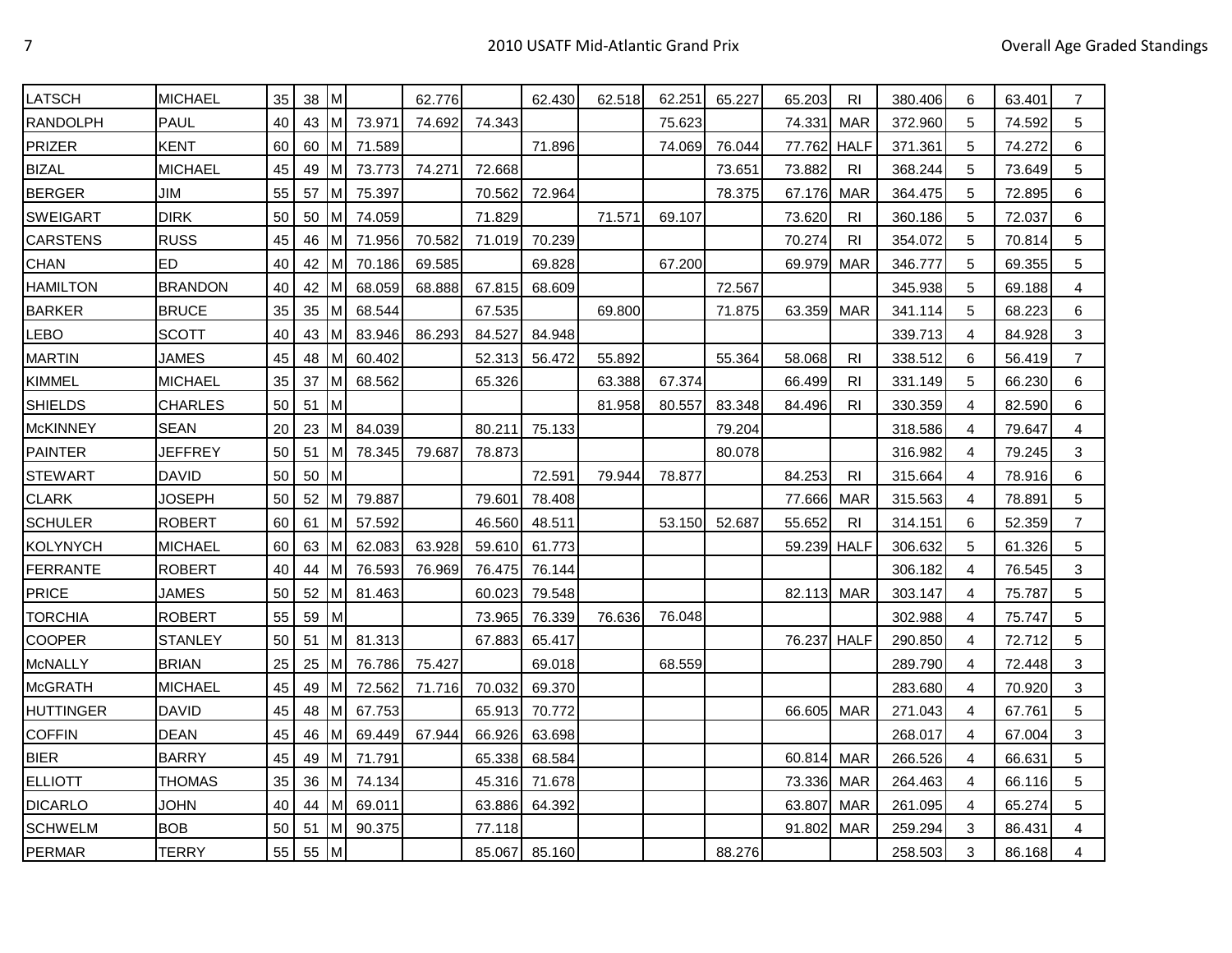| | | | | | | | | | | | | | | | | | |
|---|---|---|---|---|---|---|---|---|---|---|---|---|---|---|---|---|---|
| LATSCH | MICHAEL | 35 | 38 | M | | 62.776 | | 62.430 | 62.518 | 62.251 | 65.227 | 65.203 | RI | 380.406 | 6 | 63.401 | 7 |
| RANDOLPH | PAUL | 40 | 43 | M | 73.971 | 74.692 | 74.343 | | | 75.623 | | 74.331 | MAR | 372.960 | 5 | 74.592 | 5 |
| PRIZER | KENT | 60 | 60 | M | 71.589 | | | 71.896 | | 74.069 | 76.044 | 77.762 | HALF | 371.361 | 5 | 74.272 | 6 |
| BIZAL | MICHAEL | 45 | 49 | M | 73.773 | 74.271 | 72.668 | | | | 73.651 | 73.882 | RI | 368.244 | 5 | 73.649 | 5 |
| BERGER | JIM | 55 | 57 | M | 75.397 | | 70.562 | 72.964 | | | 78.375 | 67.176 | MAR | 364.475 | 5 | 72.895 | 6 |
| SWEIGART | DIRK | 50 | 50 | M | 74.059 | | 71.829 | | 71.571 | 69.107 | | 73.620 | RI | 360.186 | 5 | 72.037 | 6 |
| CARSTENS | RUSS | 45 | 46 | M | 71.956 | 70.582 | 71.019 | 70.239 | | | | 70.274 | RI | 354.072 | 5 | 70.814 | 5 |
| CHAN | ED | 40 | 42 | M | 70.186 | 69.585 | | 69.828 | | 67.200 | | 69.979 | MAR | 346.777 | 5 | 69.355 | 5 |
| HAMILTON | BRANDON | 40 | 42 | M | 68.059 | 68.888 | 67.815 | 68.609 | | | 72.567 | | | 345.938 | 5 | 69.188 | 4 |
| BARKER | BRUCE | 35 | 35 | M | 68.544 | | 67.535 | | 69.800 | | 71.875 | 63.359 | MAR | 341.114 | 5 | 68.223 | 6 |
| LEBO | SCOTT | 40 | 43 | M | 83.946 | 86.293 | 84.527 | 84.948 | | | | | | 339.713 | 4 | 84.928 | 3 |
| MARTIN | JAMES | 45 | 48 | M | 60.402 | | 52.313 | 56.472 | 55.892 | | 55.364 | 58.068 | RI | 338.512 | 6 | 56.419 | 7 |
| KIMMEL | MICHAEL | 35 | 37 | M | 68.562 | | 65.326 | | 63.388 | 67.374 | | 66.499 | RI | 331.149 | 5 | 66.230 | 6 |
| SHIELDS | CHARLES | 50 | 51 | M | | | | | 81.958 | 80.557 | 83.348 | 84.496 | RI | 330.359 | 4 | 82.590 | 6 |
| McKINNEY | SEAN | 20 | 23 | M | 84.039 | | 80.211 | 75.133 | | | 79.204 | | | 318.586 | 4 | 79.647 | 4 |
| PAINTER | JEFFREY | 50 | 51 | M | 78.345 | 79.687 | 78.873 | | | | 80.078 | | | 316.982 | 4 | 79.245 | 3 |
| STEWART | DAVID | 50 | 50 | M | | | | 72.591 | 79.944 | 78.877 | | 84.253 | RI | 315.664 | 4 | 78.916 | 6 |
| CLARK | JOSEPH | 50 | 52 | M | 79.887 | | 79.601 | 78.408 | | | | 77.666 | MAR | 315.563 | 4 | 78.891 | 5 |
| SCHULER | ROBERT | 60 | 61 | M | 57.592 | | 46.560 | 48.511 | | 53.150 | 52.687 | 55.652 | RI | 314.151 | 6 | 52.359 | 7 |
| KOLYNYCH | MICHAEL | 60 | 63 | M | 62.083 | 63.928 | 59.610 | 61.773 | | | | 59.239 | HALF | 306.632 | 5 | 61.326 | 5 |
| FERRANTE | ROBERT | 40 | 44 | M | 76.593 | 76.969 | 76.475 | 76.144 | | | | | | 306.182 | 4 | 76.545 | 3 |
| PRICE | JAMES | 50 | 52 | M | 81.463 | | 60.023 | 79.548 | | | | 82.113 | MAR | 303.147 | 4 | 75.787 | 5 |
| TORCHIA | ROBERT | 55 | 59 | M | | | 73.965 | 76.339 | 76.636 | 76.048 | | | | 302.988 | 4 | 75.747 | 5 |
| COOPER | STANLEY | 50 | 51 | M | 81.313 | | 67.883 | 65.417 | | | | 76.237 | HALF | 290.850 | 4 | 72.712 | 5 |
| McNALLY | BRIAN | 25 | 25 | M | 76.786 | 75.427 | | 69.018 | | 68.559 | | | | 289.790 | 4 | 72.448 | 3 |
| McGRATH | MICHAEL | 45 | 49 | M | 72.562 | 71.716 | 70.032 | 69.370 | | | | | | 283.680 | 4 | 70.920 | 3 |
| HUTTINGER | DAVID | 45 | 48 | M | 67.753 | | 65.913 | 70.772 | | | | 66.605 | MAR | 271.043 | 4 | 67.761 | 5 |
| COFFIN | DEAN | 45 | 46 | M | 69.449 | 67.944 | 66.926 | 63.698 | | | | | | 268.017 | 4 | 67.004 | 3 |
| BIER | BARRY | 45 | 49 | M | 71.791 | | 65.338 | 68.584 | | | | 60.814 | MAR | 266.526 | 4 | 66.631 | 5 |
| ELLIOTT | THOMAS | 35 | 36 | M | 74.134 | | 45.316 | 71.678 | | | | 73.336 | MAR | 264.463 | 4 | 66.116 | 5 |
| DICARLO | JOHN | 40 | 44 | M | 69.011 | | 63.886 | 64.392 | | | | 63.807 | MAR | 261.095 | 4 | 65.274 | 5 |
| SCHWELM | BOB | 50 | 51 | M | 90.375 | | 77.118 | | | | | 91.802 | MAR | 259.294 | 3 | 86.431 | 4 |
| PERMAR | TERRY | 55 | 55 | M | | | 85.067 | 85.160 | | | 88.276 | | | 258.503 | 3 | 86.168 | 4 |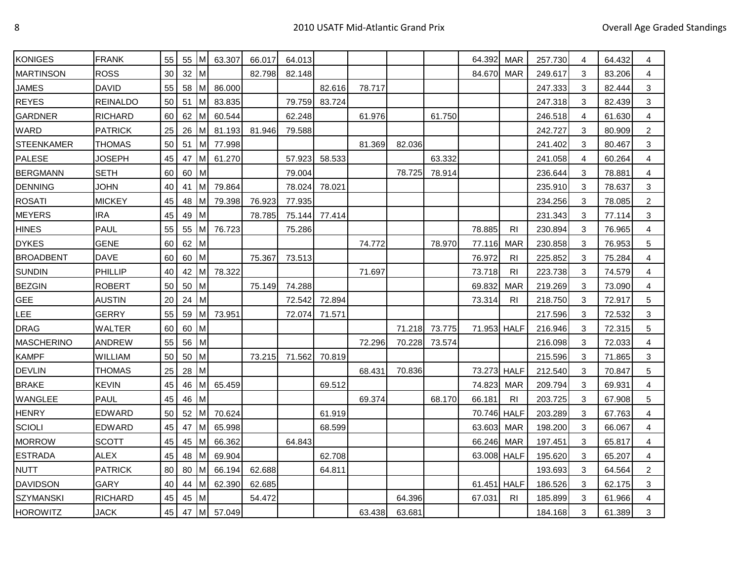| | | | | | | | | | | | | | | | | | |
|---|---|---|---|---|---|---|---|---|---|---|---|---|---|---|---|---|---|
| KONIGES | FRANK | 55 | 55 | M | 63.307 | 66.017 | 64.013 | | | | | 64.392 | MAR | 257.730 | 4 | 64.432 | 4 |
| MARTINSON | ROSS | 30 | 32 | M | | 82.798 | 82.148 | | | | | 84.670 | MAR | 249.617 | 3 | 83.206 | 4 |
| JAMES | DAVID | 55 | 58 | M | 86.000 | | | 82.616 | 78.717 | | | | | 247.333 | 3 | 82.444 | 3 |
| REYES | REINALDO | 50 | 51 | M | 83.835 | | 79.759 | 83.724 | | | | | | 247.318 | 3 | 82.439 | 3 |
| GARDNER | RICHARD | 60 | 62 | M | 60.544 | | 62.248 | | 61.976 | | 61.750 | | | 246.518 | 4 | 61.630 | 4 |
| WARD | PATRICK | 25 | 26 | M | 81.193 | 81.946 | 79.588 | | | | | | | 242.727 | 3 | 80.909 | 2 |
| STEENKAMER | THOMAS | 50 | 51 | M | 77.998 | | | | 81.369 | 82.036 | | | | 241.402 | 3 | 80.467 | 3 |
| PALESE | JOSEPH | 45 | 47 | M | 61.270 | | 57.923 | 58.533 | | | 63.332 | | | 241.058 | 4 | 60.264 | 4 |
| BERGMANN | SETH | 60 | 60 | M | | | 79.004 | | | 78.725 | 78.914 | | | 236.644 | 3 | 78.881 | 4 |
| DENNING | JOHN | 40 | 41 | M | 79.864 | | 78.024 | 78.021 | | | | | | 235.910 | 3 | 78.637 | 3 |
| ROSATI | MICKEY | 45 | 48 | M | 79.398 | 76.923 | 77.935 | | | | | | | 234.256 | 3 | 78.085 | 2 |
| MEYERS | IRA | 45 | 49 | M | | 78.785 | 75.144 | 77.414 | | | | | | 231.343 | 3 | 77.114 | 3 |
| HINES | PAUL | 55 | 55 | M | 76.723 | | 75.286 | | | | | 78.885 | RI | 230.894 | 3 | 76.965 | 4 |
| DYKES | GENE | 60 | 62 | M | | | | | 74.772 | | 78.970 | 77.116 | MAR | 230.858 | 3 | 76.953 | 5 |
| BROADBENT | DAVE | 60 | 60 | M | | 75.367 | 73.513 | | | | | 76.972 | RI | 225.852 | 3 | 75.284 | 4 |
| SUNDIN | PHILLIP | 40 | 42 | M | 78.322 | | | | 71.697 | | | 73.718 | RI | 223.738 | 3 | 74.579 | 4 |
| BEZGIN | ROBERT | 50 | 50 | M | | 75.149 | 74.288 | | | | | 69.832 | MAR | 219.269 | 3 | 73.090 | 4 |
| GEE | AUSTIN | 20 | 24 | M | | | 72.542 | 72.894 | | | | 73.314 | RI | 218.750 | 3 | 72.917 | 5 |
| LEE | GERRY | 55 | 59 | M | 73.951 | | 72.074 | 71.571 | | | | | | 217.596 | 3 | 72.532 | 3 |
| DRAG | WALTER | 60 | 60 | M | | | | | | 71.218 | 73.775 | 71.953 | HALF | 216.946 | 3 | 72.315 | 5 |
| MASCHERINO | ANDREW | 55 | 56 | M | | | | | 72.296 | 70.228 | 73.574 | | | 216.098 | 3 | 72.033 | 4 |
| KAMPF | WILLIAM | 50 | 50 | M | | 73.215 | 71.562 | 70.819 | | | | | | 215.596 | 3 | 71.865 | 3 |
| DEVLIN | THOMAS | 25 | 28 | M | | | | | 68.431 | 70.836 | | 73.273 | HALF | 212.540 | 3 | 70.847 | 5 |
| BRAKE | KEVIN | 45 | 46 | M | 65.459 | | | 69.512 | | | | 74.823 | MAR | 209.794 | 3 | 69.931 | 4 |
| WANGLEE | PAUL | 45 | 46 | M | | | | | 69.374 | | 68.170 | 66.181 | RI | 203.725 | 3 | 67.908 | 5 |
| HENRY | EDWARD | 50 | 52 | M | 70.624 | | | 61.919 | | | | 70.746 | HALF | 203.289 | 3 | 67.763 | 4 |
| SCIOLI | EDWARD | 45 | 47 | M | 65.998 | | | 68.599 | | | | 63.603 | MAR | 198.200 | 3 | 66.067 | 4 |
| MORROW | SCOTT | 45 | 45 | M | 66.362 | | 64.843 | | | | | 66.246 | MAR | 197.451 | 3 | 65.817 | 4 |
| ESTRADA | ALEX | 45 | 48 | M | 69.904 | | | 62.708 | | | | 63.008 | HALF | 195.620 | 3 | 65.207 | 4 |
| NUTT | PATRICK | 80 | 80 | M | 66.194 | 62.688 | | 64.811 | | | | | | 193.693 | 3 | 64.564 | 2 |
| DAVIDSON | GARY | 40 | 44 | M | 62.390 | 62.685 | | | | | | 61.451 | HALF | 186.526 | 3 | 62.175 | 3 |
| SZYMANSKI | RICHARD | 45 | 45 | M | | 54.472 | | | | 64.396 | | 67.031 | RI | 185.899 | 3 | 61.966 | 4 |
| HOROWITZ | JACK | 45 | 47 | M | 57.049 | | | | 63.438 | 63.681 | | | | 184.168 | 3 | 61.389 | 3 |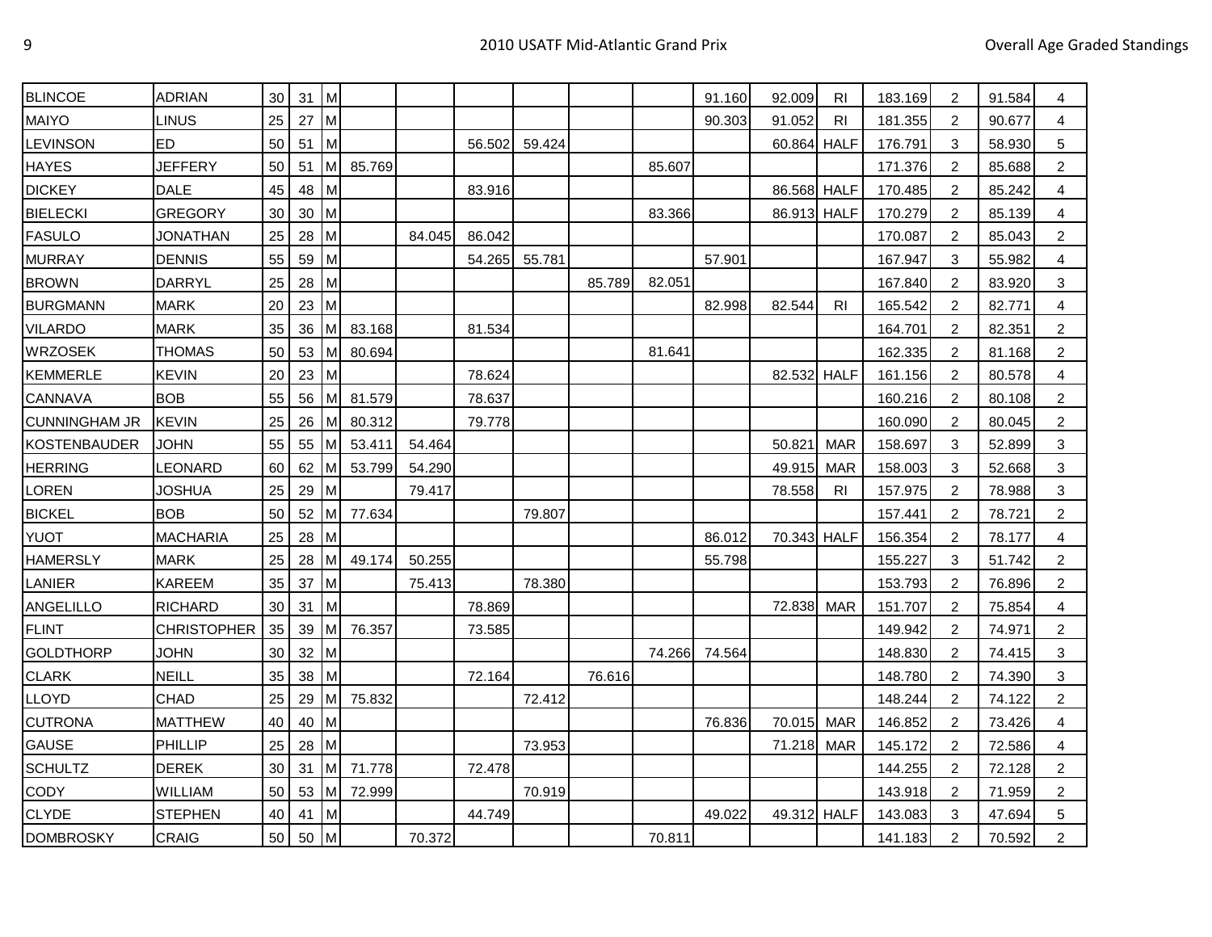| | | | | | | | | | | | | | | | | | | |
|---|---|---|---|---|---|---|---|---|---|---|---|---|---|---|---|---|---|---|
| BLINCOE | ADRIAN | 30 | 31 | M | | | | | | | 91.160 | 92.009 | RI | 183.169 | 2 | 91.584 | 4 |
| MAIYO | LINUS | 25 | 27 | M | | | | | | | 90.303 | 91.052 | RI | 181.355 | 2 | 90.677 | 4 |
| LEVINSON | ED | 50 | 51 | M | | | 56.502 | 59.424 | | | | 60.864 | HALF | 176.791 | 3 | 58.930 | 5 |
| HAYES | JEFFERY | 50 | 51 | M | 85.769 | | | | | 85.607 | | | | 171.376 | 2 | 85.688 | 2 |
| DICKEY | DALE | 45 | 48 | M | | | 83.916 | | | | | 86.568 | HALF | 170.485 | 2 | 85.242 | 4 |
| BIELECKI | GREGORY | 30 | 30 | M | | | | | | 83.366 | | 86.913 | HALF | 170.279 | 2 | 85.139 | 4 |
| FASULO | JONATHAN | 25 | 28 | M | | 84.045 | 86.042 | | | | | | | 170.087 | 2 | 85.043 | 2 |
| MURRAY | DENNIS | 55 | 59 | M | | | 54.265 | 55.781 | | | 57.901 | | | 167.947 | 3 | 55.982 | 4 |
| BROWN | DARRYL | 25 | 28 | M | | | | | 85.789 | 82.051 | | | | 167.840 | 2 | 83.920 | 3 |
| BURGMANN | MARK | 20 | 23 | M | | | | | | | 82.998 | 82.544 | RI | 165.542 | 2 | 82.771 | 4 |
| VILARDO | MARK | 35 | 36 | M | 83.168 | | 81.534 | | | | | | | 164.701 | 2 | 82.351 | 2 |
| WRZOSEK | THOMAS | 50 | 53 | M | 80.694 | | | | | 81.641 | | | | 162.335 | 2 | 81.168 | 2 |
| KEMMERLE | KEVIN | 20 | 23 | M | | | 78.624 | | | | | 82.532 | HALF | 161.156 | 2 | 80.578 | 4 |
| CANNAVA | BOB | 55 | 56 | M | 81.579 | | 78.637 | | | | | | | 160.216 | 2 | 80.108 | 2 |
| CUNNINGHAM JR | KEVIN | 25 | 26 | M | 80.312 | | 79.778 | | | | | | | 160.090 | 2 | 80.045 | 2 |
| KOSTENBAUDER | JOHN | 55 | 55 | M | 53.411 | 54.464 | | | | | | 50.821 | MAR | 158.697 | 3 | 52.899 | 3 |
| HERRING | LEONARD | 60 | 62 | M | 53.799 | 54.290 | | | | | | 49.915 | MAR | 158.003 | 3 | 52.668 | 3 |
| LOREN | JOSHUA | 25 | 29 | M | | 79.417 | | | | | | 78.558 | RI | 157.975 | 2 | 78.988 | 3 |
| BICKEL | BOB | 50 | 52 | M | 77.634 | | | 79.807 | | | | | | 157.441 | 2 | 78.721 | 2 |
| YUOT | MACHARIA | 25 | 28 | M | | | | | | | 86.012 | 70.343 | HALF | 156.354 | 2 | 78.177 | 4 |
| HAMERSLY | MARK | 25 | 28 | M | 49.174 | 50.255 | | | | | 55.798 | | | 155.227 | 3 | 51.742 | 2 |
| LANIER | KAREEM | 35 | 37 | M | | 75.413 | | 78.380 | | | | | | 153.793 | 2 | 76.896 | 2 |
| ANGELILLO | RICHARD | 30 | 31 | M | | | 78.869 | | | | | 72.838 | MAR | 151.707 | 2 | 75.854 | 4 |
| FLINT | CHRISTOPHER | 35 | 39 | M | 76.357 | | 73.585 | | | | | | | 149.942 | 2 | 74.971 | 2 |
| GOLDTHORP | JOHN | 30 | 32 | M | | | | | | 74.266 | 74.564 | | | 148.830 | 2 | 74.415 | 3 |
| CLARK | NEILL | 35 | 38 | M | | | 72.164 | | 76.616 | | | | | 148.780 | 2 | 74.390 | 3 |
| LLOYD | CHAD | 25 | 29 | M | 75.832 | | | 72.412 | | | | | | 148.244 | 2 | 74.122 | 2 |
| CUTRONA | MATTHEW | 40 | 40 | M | | | | | | | 76.836 | 70.015 | MAR | 146.852 | 2 | 73.426 | 4 |
| GAUSE | PHILLIP | 25 | 28 | M | | | | 73.953 | | | | 71.218 | MAR | 145.172 | 2 | 72.586 | 4 |
| SCHULTZ | DEREK | 30 | 31 | M | 71.778 | | 72.478 | | | | | | | 144.255 | 2 | 72.128 | 2 |
| CODY | WILLIAM | 50 | 53 | M | 72.999 | | | 70.919 | | | | | | 143.918 | 2 | 71.959 | 2 |
| CLYDE | STEPHEN | 40 | 41 | M | | | 44.749 | | | | 49.022 | 49.312 | HALF | 143.083 | 3 | 47.694 | 5 |
| DOMBROSKY | CRAIG | 50 | 50 | M | | 70.372 | | | | 70.811 | | | | 141.183 | 2 | 70.592 | 2 |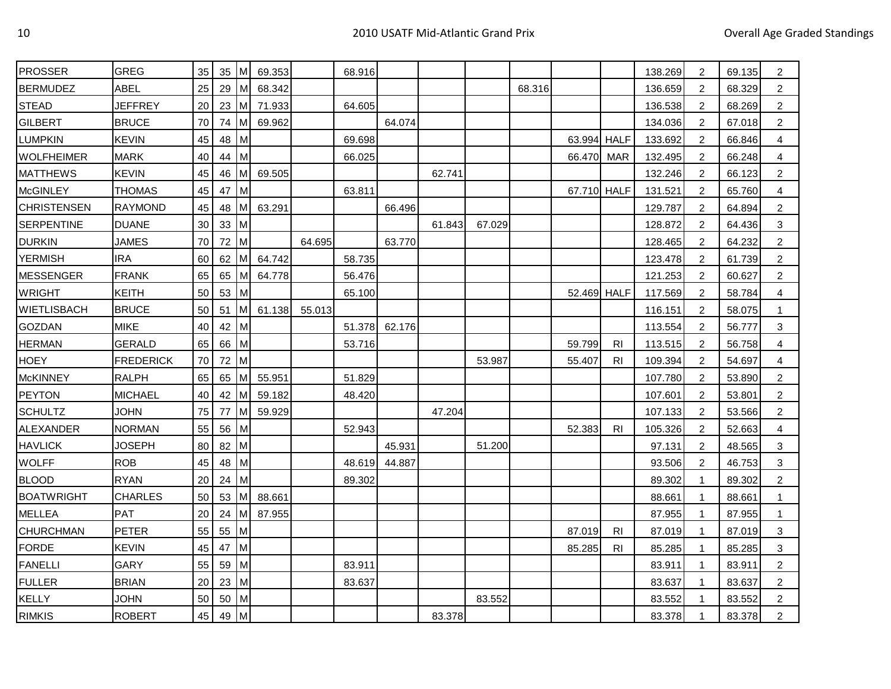| | | | | | | | | | | | | | | | | | |
|---|---|---|---|---|---|---|---|---|---|---|---|---|---|---|---|---|---|
| PROSSER | GREG | 35 | 35 | M | 69.353 | | 68.916 | | | | | | | 138.269 | 2 | 69.135 | 2 |
| BERMUDEZ | ABEL | 25 | 29 | M | 68.342 | | | | | | 68.316 | | | 136.659 | 2 | 68.329 | 2 |
| STEAD | JEFFREY | 20 | 23 | M | 71.933 | | 64.605 | | | | | | | 136.538 | 2 | 68.269 | 2 |
| GILBERT | BRUCE | 70 | 74 | M | 69.962 | | | 64.074 | | | | | | 134.036 | 2 | 67.018 | 2 |
| LUMPKIN | KEVIN | 45 | 48 | M | | | 69.698 | | | | | 63.994 | HALF | 133.692 | 2 | 66.846 | 4 |
| WOLFHEIMER | MARK | 40 | 44 | M | | | 66.025 | | | | | 66.470 | MAR | 132.495 | 2 | 66.248 | 4 |
| MATTHEWS | KEVIN | 45 | 46 | M | 69.505 | | | | 62.741 | | | | | 132.246 | 2 | 66.123 | 2 |
| McGINLEY | THOMAS | 45 | 47 | M | | | 63.811 | | | | | 67.710 | HALF | 131.521 | 2 | 65.760 | 4 |
| CHRISTENSEN | RAYMOND | 45 | 48 | M | 63.291 | | | 66.496 | | | | | | 129.787 | 2 | 64.894 | 2 |
| SERPENTINE | DUANE | 30 | 33 | M | | | | | 61.843 | 67.029 | | | | 128.872 | 2 | 64.436 | 3 |
| DURKIN | JAMES | 70 | 72 | M | | 64.695 | | 63.770 | | | | | | 128.465 | 2 | 64.232 | 2 |
| YERMISH | IRA | 60 | 62 | M | 64.742 | | 58.735 | | | | | | | 123.478 | 2 | 61.739 | 2 |
| MESSENGER | FRANK | 65 | 65 | M | 64.778 | | 56.476 | | | | | | | 121.253 | 2 | 60.627 | 2 |
| WRIGHT | KEITH | 50 | 53 | M | | | 65.100 | | | | | 52.469 | HALF | 117.569 | 2 | 58.784 | 4 |
| WIETLISBACH | BRUCE | 50 | 51 | M | 61.138 | 55.013 | | | | | | | | 116.151 | 2 | 58.075 | 1 |
| GOZDAN | MIKE | 40 | 42 | M | | | 51.378 | 62.176 | | | | | | 113.554 | 2 | 56.777 | 3 |
| HERMAN | GERALD | 65 | 66 | M | | | 53.716 | | | | | 59.799 | RI | 113.515 | 2 | 56.758 | 4 |
| HOEY | FREDERICK | 70 | 72 | M | | | | | | 53.987 | | 55.407 | RI | 109.394 | 2 | 54.697 | 4 |
| McKINNEY | RALPH | 65 | 65 | M | 55.951 | | 51.829 | | | | | | | 107.780 | 2 | 53.890 | 2 |
| PEYTON | MICHAEL | 40 | 42 | M | 59.182 | | 48.420 | | | | | | | 107.601 | 2 | 53.801 | 2 |
| SCHULTZ | JOHN | 75 | 77 | M | 59.929 | | | | 47.204 | | | | | 107.133 | 2 | 53.566 | 2 |
| ALEXANDER | NORMAN | 55 | 56 | M | | | 52.943 | | | | | 52.383 | RI | 105.326 | 2 | 52.663 | 4 |
| HAVLICK | JOSEPH | 80 | 82 | M | | | | 45.931 | | 51.200 | | | | 97.131 | 2 | 48.565 | 3 |
| WOLFF | ROB | 45 | 48 | M | | | 48.619 | 44.887 | | | | | | 93.506 | 2 | 46.753 | 3 |
| BLOOD | RYAN | 20 | 24 | M | | | 89.302 | | | | | | | 89.302 | 1 | 89.302 | 2 |
| BOATWRIGHT | CHARLES | 50 | 53 | M | 88.661 | | | | | | | | | 88.661 | 1 | 88.661 | 1 |
| MELLEA | PAT | 20 | 24 | M | 87.955 | | | | | | | | | 87.955 | 1 | 87.955 | 1 |
| CHURCHMAN | PETER | 55 | 55 | M | | | | | | | | 87.019 | RI | 87.019 | 1 | 87.019 | 3 |
| FORDE | KEVIN | 45 | 47 | M | | | | | | | | 85.285 | RI | 85.285 | 1 | 85.285 | 3 |
| FANELLI | GARY | 55 | 59 | M | | | 83.911 | | | | | | | 83.911 | 1 | 83.911 | 2 |
| FULLER | BRIAN | 20 | 23 | M | | | 83.637 | | | | | | | 83.637 | 1 | 83.637 | 2 |
| KELLY | JOHN | 50 | 50 | M | | | | | | 83.552 | | | | 83.552 | 1 | 83.552 | 2 |
| RIMKIS | ROBERT | 45 | 49 | M | | | | | 83.378 | | | | | 83.378 | 1 | 83.378 | 2 |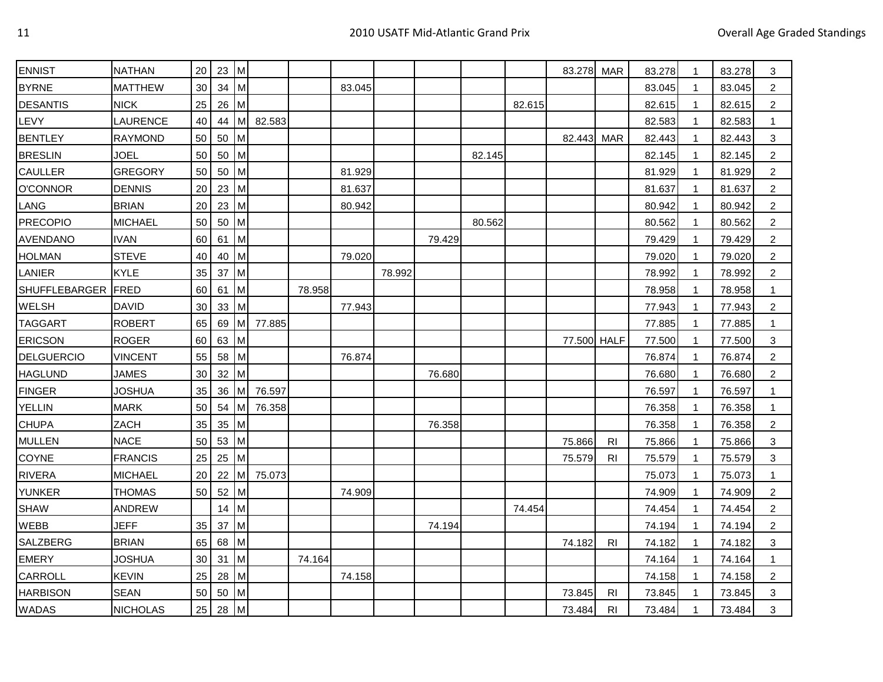| | | | | | | | | | | | | | | | | | |
|---|---|---|---|---|---|---|---|---|---|---|---|---|---|---|---|---|---|
| ENNIST | NATHAN | 20 | 23 | M | | | | | | | | 83.278 | MAR | 83.278 | 1 | 83.278 | 3 |
| BYRNE | MATTHEW | 30 | 34 | M | | | 83.045 | | | | | | | 83.045 | 1 | 83.045 | 2 |
| DESANTIS | NICK | 25 | 26 | M | | | | | | | 82.615 | | | 82.615 | 1 | 82.615 | 2 |
| LEVY | LAURENCE | 40 | 44 | M | 82.583 | | | | | | | | | 82.583 | 1 | 82.583 | 1 |
| BENTLEY | RAYMOND | 50 | 50 | M | | | | | | | | 82.443 | MAR | 82.443 | 1 | 82.443 | 3 |
| BRESLIN | JOEL | 50 | 50 | M | | | | | | 82.145 | | | | 82.145 | 1 | 82.145 | 2 |
| CAULLER | GREGORY | 50 | 50 | M | | | 81.929 | | | | | | | 81.929 | 1 | 81.929 | 2 |
| O'CONNOR | DENNIS | 20 | 23 | M | | | 81.637 | | | | | | | 81.637 | 1 | 81.637 | 2 |
| LANG | BRIAN | 20 | 23 | M | | | 80.942 | | | | | | | 80.942 | 1 | 80.942 | 2 |
| PRECOPIO | MICHAEL | 50 | 50 | M | | | | | | 80.562 | | | | 80.562 | 1 | 80.562 | 2 |
| AVENDANO | IVAN | 60 | 61 | M | | | | | 79.429 | | | | | 79.429 | 1 | 79.429 | 2 |
| HOLMAN | STEVE | 40 | 40 | M | | | 79.020 | | | | | | | 79.020 | 1 | 79.020 | 2 |
| LANIER | KYLE | 35 | 37 | M | | | | 78.992 | | | | | | 78.992 | 1 | 78.992 | 2 |
| SHUFFLEBARGER | FRED | 60 | 61 | M | | 78.958 | | | | | | | | 78.958 | 1 | 78.958 | 1 |
| WELSH | DAVID | 30 | 33 | M | | | 77.943 | | | | | | | 77.943 | 1 | 77.943 | 2 |
| TAGGART | ROBERT | 65 | 69 | M | 77.885 | | | | | | | | | 77.885 | 1 | 77.885 | 1 |
| ERICSON | ROGER | 60 | 63 | M | | | | | | | | 77.500 | HALF | 77.500 | 1 | 77.500 | 3 |
| DELGUERCIO | VINCENT | 55 | 58 | M | | | 76.874 | | | | | | | 76.874 | 1 | 76.874 | 2 |
| HAGLUND | JAMES | 30 | 32 | M | | | | | 76.680 | | | | | 76.680 | 1 | 76.680 | 2 |
| FINGER | JOSHUA | 35 | 36 | M | 76.597 | | | | | | | | | 76.597 | 1 | 76.597 | 1 |
| YELLIN | MARK | 50 | 54 | M | 76.358 | | | | | | | | | 76.358 | 1 | 76.358 | 1 |
| CHUPA | ZACH | 35 | 35 | M | | | | | 76.358 | | | | | 76.358 | 1 | 76.358 | 2 |
| MULLEN | NACE | 50 | 53 | M | | | | | | | | 75.866 | RI | 75.866 | 1 | 75.866 | 3 |
| COYNE | FRANCIS | 25 | 25 | M | | | | | | | | 75.579 | RI | 75.579 | 1 | 75.579 | 3 |
| RIVERA | MICHAEL | 20 | 22 | M | 75.073 | | | | | | | | | 75.073 | 1 | 75.073 | 1 |
| YUNKER | THOMAS | 50 | 52 | M | | | 74.909 | | | | | | | 74.909 | 1 | 74.909 | 2 |
| SHAW | ANDREW | | 14 | M | | | | | | | 74.454 | | | 74.454 | 1 | 74.454 | 2 |
| WEBB | JEFF | 35 | 37 | M | | | | | 74.194 | | | | | 74.194 | 1 | 74.194 | 2 |
| SALZBERG | BRIAN | 65 | 68 | M | | | | | | | | 74.182 | RI | 74.182 | 1 | 74.182 | 3 |
| EMERY | JOSHUA | 30 | 31 | M | | 74.164 | | | | | | | | 74.164 | 1 | 74.164 | 1 |
| CARROLL | KEVIN | 25 | 28 | M | | | 74.158 | | | | | | | 74.158 | 1 | 74.158 | 2 |
| HARBISON | SEAN | 50 | 50 | M | | | | | | | | 73.845 | RI | 73.845 | 1 | 73.845 | 3 |
| WADAS | NICHOLAS | 25 | 28 | M | | | | | | | | 73.484 | RI | 73.484 | 1 | 73.484 | 3 |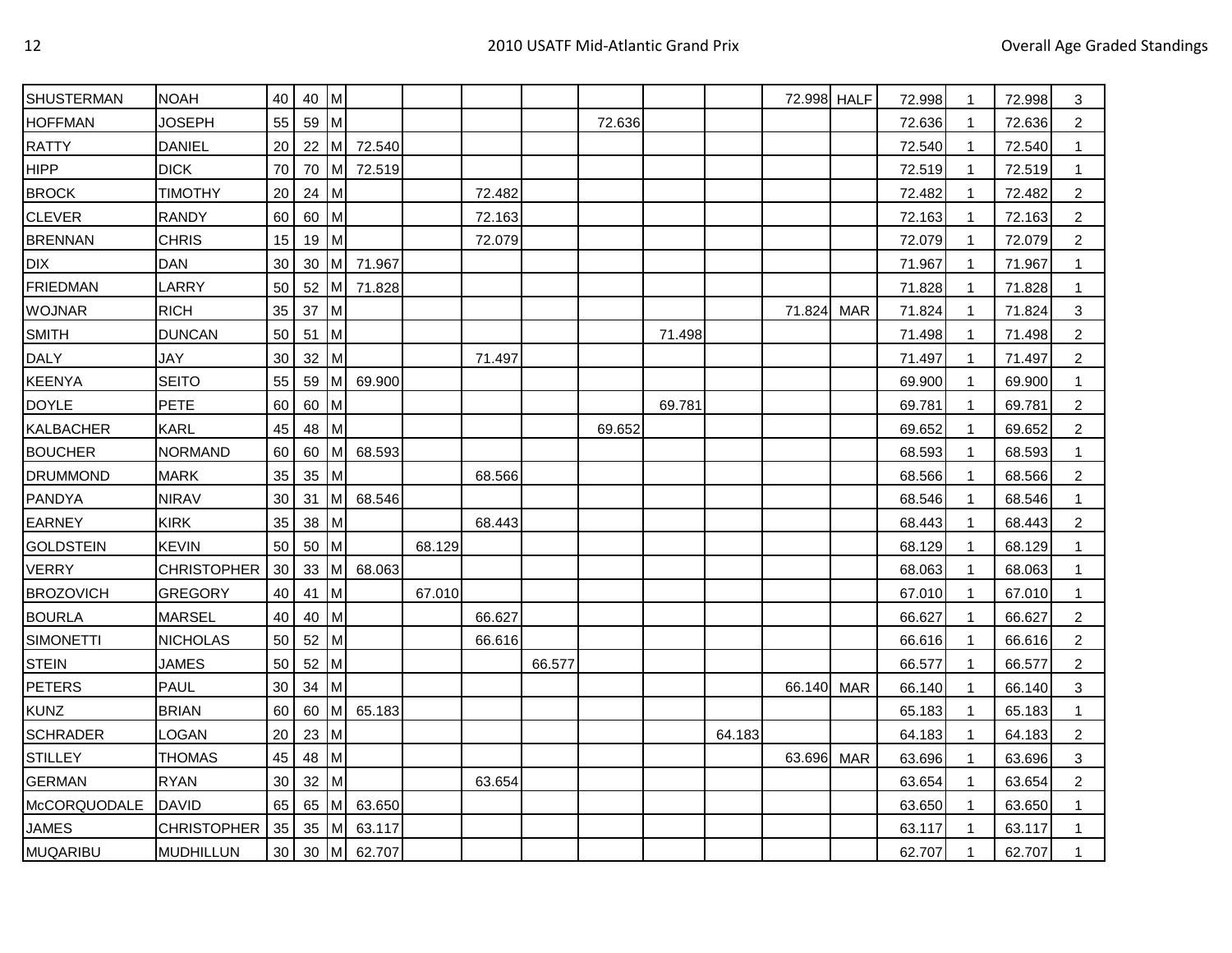| | | | | | | | | | | | | | | | | | |
|---|---|---|---|---|---|---|---|---|---|---|---|---|---|---|---|---|---|
| SHUSTERMAN | NOAH | 40 | 40 | M | | | | | | | | 72.998 | HALF | 72.998 | 1 | 72.998 | 3 |
| HOFFMAN | JOSEPH | 55 | 59 | M | | | | | 72.636 | | | | | 72.636 | 1 | 72.636 | 2 |
| RATTY | DANIEL | 20 | 22 | M | 72.540 | | | | | | | | | 72.540 | 1 | 72.540 | 1 |
| HIPP | DICK | 70 | 70 | M | 72.519 | | | | | | | | | 72.519 | 1 | 72.519 | 1 |
| BROCK | TIMOTHY | 20 | 24 | M | | | 72.482 | | | | | | | 72.482 | 1 | 72.482 | 2 |
| CLEVER | RANDY | 60 | 60 | M | | | 72.163 | | | | | | | 72.163 | 1 | 72.163 | 2 |
| BRENNAN | CHRIS | 15 | 19 | M | | | 72.079 | | | | | | | 72.079 | 1 | 72.079 | 2 |
| DIX | DAN | 30 | 30 | M | 71.967 | | | | | | | | | 71.967 | 1 | 71.967 | 1 |
| FRIEDMAN | LARRY | 50 | 52 | M | 71.828 | | | | | | | | | 71.828 | 1 | 71.828 | 1 |
| WOJNAR | RICH | 35 | 37 | M | | | | | | | | 71.824 | MAR | 71.824 | 1 | 71.824 | 3 |
| SMITH | DUNCAN | 50 | 51 | M | | | | | | 71.498 | | | | 71.498 | 1 | 71.498 | 2 |
| DALY | JAY | 30 | 32 | M | | | 71.497 | | | | | | | 71.497 | 1 | 71.497 | 2 |
| KEENYA | SEITO | 55 | 59 | M | 69.900 | | | | | | | | | 69.900 | 1 | 69.900 | 1 |
| DOYLE | PETE | 60 | 60 | M | | | | | | 69.781 | | | | 69.781 | 1 | 69.781 | 2 |
| KALBACHER | KARL | 45 | 48 | M | | | | | 69.652 | | | | | 69.652 | 1 | 69.652 | 2 |
| BOUCHER | NORMAND | 60 | 60 | M | 68.593 | | | | | | | | | 68.593 | 1 | 68.593 | 1 |
| DRUMMOND | MARK | 35 | 35 | M | | | 68.566 | | | | | | | 68.566 | 1 | 68.566 | 2 |
| PANDYA | NIRAV | 30 | 31 | M | 68.546 | | | | | | | | | 68.546 | 1 | 68.546 | 1 |
| EARNEY | KIRK | 35 | 38 | M | | | 68.443 | | | | | | | 68.443 | 1 | 68.443 | 2 |
| GOLDSTEIN | KEVIN | 50 | 50 | M | | 68.129 | | | | | | | | 68.129 | 1 | 68.129 | 1 |
| VERRY | CHRISTOPHER | 30 | 33 | M | 68.063 | | | | | | | | | 68.063 | 1 | 68.063 | 1 |
| BROZOVICH | GREGORY | 40 | 41 | M | | 67.010 | | | | | | | | 67.010 | 1 | 67.010 | 1 |
| BOURLA | MARSEL | 40 | 40 | M | | | 66.627 | | | | | | | 66.627 | 1 | 66.627 | 2 |
| SIMONETTI | NICHOLAS | 50 | 52 | M | | | 66.616 | | | | | | | 66.616 | 1 | 66.616 | 2 |
| STEIN | JAMES | 50 | 52 | M | | | | 66.577 | | | | | | 66.577 | 1 | 66.577 | 2 |
| PETERS | PAUL | 30 | 34 | M | | | | | | | | 66.140 | MAR | 66.140 | 1 | 66.140 | 3 |
| KUNZ | BRIAN | 60 | 60 | M | 65.183 | | | | | | | | | 65.183 | 1 | 65.183 | 1 |
| SCHRADER | LOGAN | 20 | 23 | M | | | | | | | 64.183 | | | 64.183 | 1 | 64.183 | 2 |
| STILLEY | THOMAS | 45 | 48 | M | | | | | | | | 63.696 | MAR | 63.696 | 1 | 63.696 | 3 |
| GERMAN | RYAN | 30 | 32 | M | | | 63.654 | | | | | | | 63.654 | 1 | 63.654 | 2 |
| McCORQUODALE | DAVID | 65 | 65 | M | 63.650 | | | | | | | | | 63.650 | 1 | 63.650 | 1 |
| JAMES | CHRISTOPHER | 35 | 35 | M | 63.117 | | | | | | | | | 63.117 | 1 | 63.117 | 1 |
| MUQARIBU | MUDHILLUN | 30 | 30 | M | 62.707 | | | | | | | | | 62.707 | 1 | 62.707 | 1 |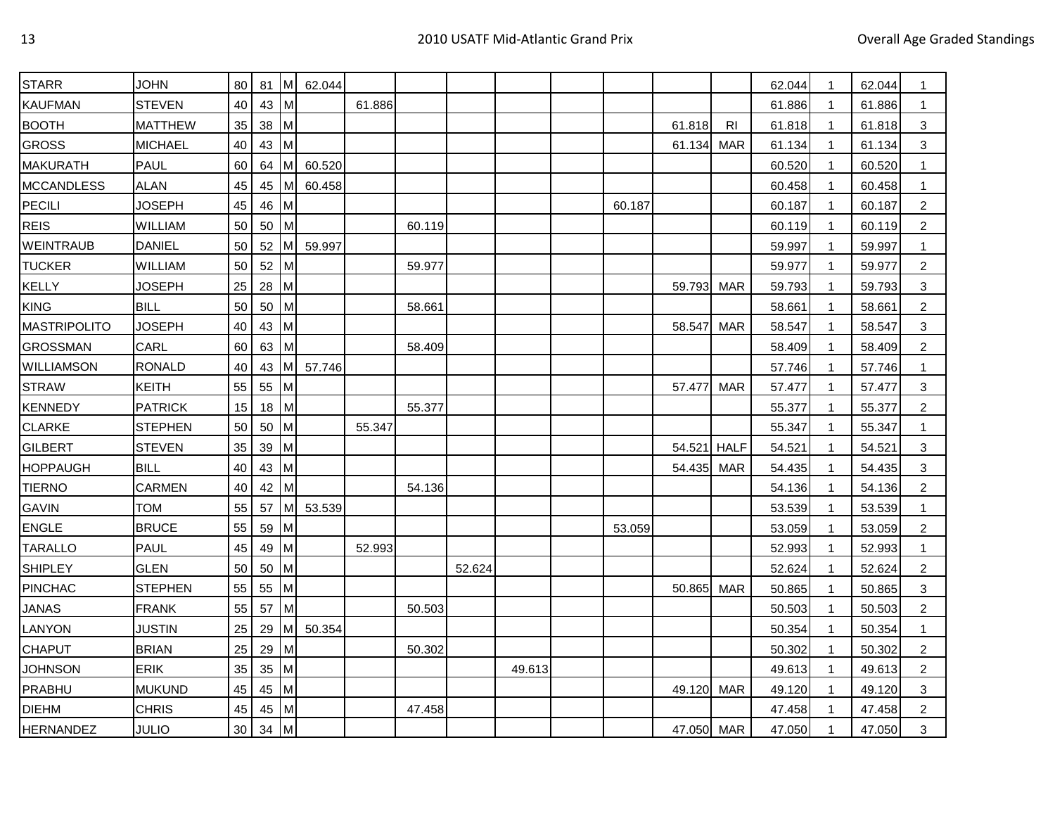| | | | | | | | | | | | | | | | | | | |
|---|---|---|---|---|---|---|---|---|---|---|---|---|---|---|---|---|---|---|
| STARR | JOHN | 80 | 81 | M | 62.044 | | | | | | | | | | 62.044 | 1 | 62.044 | 1 |
| KAUFMAN | STEVEN | 40 | 43 | M | | 61.886 | | | | | | | | | 61.886 | 1 | 61.886 | 1 |
| BOOTH | MATTHEW | 35 | 38 | M | | | | | | | | | 61.818 | RI | 61.818 | 1 | 61.818 | 3 |
| GROSS | MICHAEL | 40 | 43 | M | | | | | | | | | 61.134 | MAR | 61.134 | 1 | 61.134 | 3 |
| MAKURATH | PAUL | 60 | 64 | M | 60.520 | | | | | | | | | | 60.520 | 1 | 60.520 | 1 |
| MCCANDLESS | ALAN | 45 | 45 | M | 60.458 | | | | | | | | | | 60.458 | 1 | 60.458 | 1 |
| PECILI | JOSEPH | 45 | 46 | M | | | | | | | | 60.187 | | | 60.187 | 1 | 60.187 | 2 |
| REIS | WILLIAM | 50 | 50 | M | | | 60.119 | | | | | | | | 60.119 | 1 | 60.119 | 2 |
| WEINTRAUB | DANIEL | 50 | 52 | M | 59.997 | | | | | | | | | | 59.997 | 1 | 59.997 | 1 |
| TUCKER | WILLIAM | 50 | 52 | M | | | 59.977 | | | | | | | | 59.977 | 1 | 59.977 | 2 |
| KELLY | JOSEPH | 25 | 28 | M | | | | | | | | | 59.793 | MAR | 59.793 | 1 | 59.793 | 3 |
| KING | BILL | 50 | 50 | M | | | 58.661 | | | | | | | | 58.661 | 1 | 58.661 | 2 |
| MASTRIPOLITO | JOSEPH | 40 | 43 | M | | | | | | | | | 58.547 | MAR | 58.547 | 1 | 58.547 | 3 |
| GROSSMAN | CARL | 60 | 63 | M | | | 58.409 | | | | | | | | 58.409 | 1 | 58.409 | 2 |
| WILLIAMSON | RONALD | 40 | 43 | M | 57.746 | | | | | | | | | | 57.746 | 1 | 57.746 | 1 |
| STRAW | KEITH | 55 | 55 | M | | | | | | | | | 57.477 | MAR | 57.477 | 1 | 57.477 | 3 |
| KENNEDY | PATRICK | 15 | 18 | M | | | 55.377 | | | | | | | | 55.377 | 1 | 55.377 | 2 |
| CLARKE | STEPHEN | 50 | 50 | M | | 55.347 | | | | | | | | | 55.347 | 1 | 55.347 | 1 |
| GILBERT | STEVEN | 35 | 39 | M | | | | | | | | | 54.521 | HALF | 54.521 | 1 | 54.521 | 3 |
| HOPPAUGH | BILL | 40 | 43 | M | | | | | | | | | 54.435 | MAR | 54.435 | 1 | 54.435 | 3 |
| TIERNO | CARMEN | 40 | 42 | M | | | 54.136 | | | | | | | | 54.136 | 1 | 54.136 | 2 |
| GAVIN | TOM | 55 | 57 | M | 53.539 | | | | | | | | | | 53.539 | 1 | 53.539 | 1 |
| ENGLE | BRUCE | 55 | 59 | M | | | | | | | | 53.059 | | | 53.059 | 1 | 53.059 | 2 |
| TARALLO | PAUL | 45 | 49 | M | | 52.993 | | | | | | | | | 52.993 | 1 | 52.993 | 1 |
| SHIPLEY | GLEN | 50 | 50 | M | | | | 52.624 | | | | | | | 52.624 | 1 | 52.624 | 2 |
| PINCHAC | STEPHEN | 55 | 55 | M | | | | | | | | | 50.865 | MAR | 50.865 | 1 | 50.865 | 3 |
| JANAS | FRANK | 55 | 57 | M | | | 50.503 | | | | | | | | 50.503 | 1 | 50.503 | 2 |
| LANYON | JUSTIN | 25 | 29 | M | 50.354 | | | | | | | | | | 50.354 | 1 | 50.354 | 1 |
| CHAPUT | BRIAN | 25 | 29 | M | | | 50.302 | | | | | | | | 50.302 | 1 | 50.302 | 2 |
| JOHNSON | ERIK | 35 | 35 | M | | | | | 49.613 | | | | | | 49.613 | 1 | 49.613 | 2 |
| PRABHU | MUKUND | 45 | 45 | M | | | | | | | | | 49.120 | MAR | 49.120 | 1 | 49.120 | 3 |
| DIEHM | CHRIS | 45 | 45 | M | | | 47.458 | | | | | | | | 47.458 | 1 | 47.458 | 2 |
| HERNANDEZ | JULIO | 30 | 34 | M | | | | | | | | | 47.050 | MAR | 47.050 | 1 | 47.050 | 3 |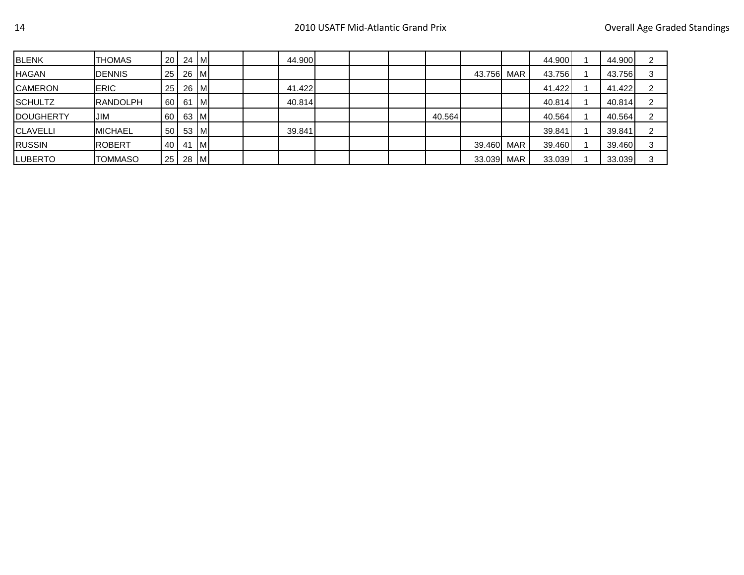| | | | | | | | | | | | | | | | | | |
|---|---|---|---|---|---|---|---|---|---|---|---|---|---|---|---|---|---|
| BLENK | THOMAS | 20 | 24 | M | | | 44.900 | | | | | | | 44.900 | 1 | 44.900 | 2 |
| HAGAN | DENNIS | 25 | 26 | M | | | | | | | | 43.756 | MAR | 43.756 | 1 | 43.756 | 3 |
| CAMERON | ERIC | 25 | 26 | M | | | 41.422 | | | | | | | 41.422 | 1 | 41.422 | 2 |
| SCHULTZ | RANDOLPH | 60 | 61 | M | | | 40.814 | | | | | | | 40.814 | 1 | 40.814 | 2 |
| DOUGHERTY | JIM | 60 | 63 | M | | | | | | | 40.564 | | | 40.564 | 1 | 40.564 | 2 |
| CLAVELLI | MICHAEL | 50 | 53 | M | | | 39.841 | | | | | | | 39.841 | 1 | 39.841 | 2 |
| RUSSIN | ROBERT | 40 | 41 | M | | | | | | | | 39.460 | MAR | 39.460 | 1 | 39.460 | 3 |
| LUBERTO | TOMMASO | 25 | 28 | M | | | | | | | | 33.039 | MAR | 33.039 | 1 | 33.039 | 3 |